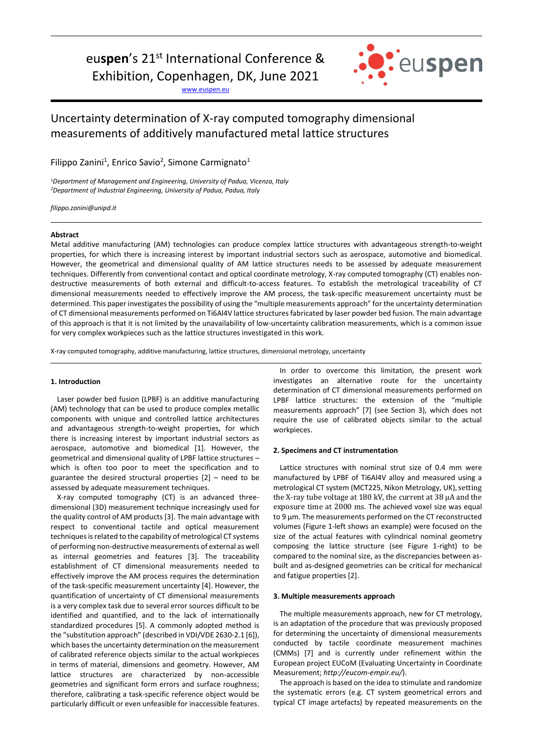euspen's 21st International Conference & Exhibition, Copenhagen, DK, June 2021

www.euspen.eu

# Uncertainty determination of X-ray computed tomography dimensional measurements of additively manufactured metal lattice structures

Filippo Zanini[1], Enrico Savio[2], Simone Carmignato[1]

[1]*Department of Management and Engineering, University of Padua, Vicenza, Italy*
[2]*Department of Industrial Engineering, University of Padua, Padua, Italy*

*filippo.zanini@unipd.it*

### Abstract

Metal additive manufacturing (AM) technologies can produce complex lattice structures with advantageous strength-to-weight properties, for which there is increasing interest by important industrial sectors such as aerospace, automotive and biomedical. However, the geometrical and dimensional quality of AM lattice structures needs to be assessed by adequate measurement techniques. Differently from conventional contact and optical coordinate metrology, X-ray computed tomography (CT) enables non-destructive measurements of both external and difficult-to-access features. To establish the metrological traceability of CT dimensional measurements needed to effectively improve the AM process, the task-specific measurement uncertainty must be determined. This paper investigates the possibility of using the "multiple measurements approach" for the uncertainty determination of CT dimensional measurements performed on Ti6Al4V lattice structures fabricated by laser powder bed fusion. The main advantage of this approach is that it is not limited by the unavailability of low-uncertainty calibration measurements, which is a common issue for very complex workpieces such as the lattice structures investigated in this work.

X-ray computed tomography, additive manufacturing, lattice structures, dimensional metrology, uncertainty

## 1. Introduction

Laser powder bed fusion (LPBF) is an additive manufacturing (AM) technology that can be used to produce complex metallic components with unique and controlled lattice architectures and advantageous strength-to-weight properties, for which there is increasing interest by important industrial sectors as aerospace, automotive and biomedical [1]. However, the geometrical and dimensional quality of LPBF lattice structures – which is often too poor to meet the specification and to guarantee the desired structural properties [2] – need to be assessed by adequate measurement techniques.

X-ray computed tomography (CT) is an advanced three-dimensional (3D) measurement technique increasingly used for the quality control of AM products [3]. The main advantage with respect to conventional tactile and optical measurement techniques is related to the capability of metrological CT systems of performing non-destructive measurements of external as well as internal geometries and features [3]. The traceability establishment of CT dimensional measurements needed to effectively improve the AM process requires the determination of the task-specific measurement uncertainty [4]. However, the quantification of uncertainty of CT dimensional measurements is a very complex task due to several error sources difficult to be identified and quantified, and to the lack of internationally standardized procedures [5]. A commonly adopted method is the "substitution approach" (described in VDI/VDE 2630-2.1 [6]), which bases the uncertainty determination on the measurement of calibrated reference objects similar to the actual workpieces in terms of material, dimensions and geometry. However, AM lattice structures are characterized by non-accessible geometries and significant form errors and surface roughness; therefore, calibrating a task-specific reference object would be particularly difficult or even unfeasible for inaccessible features.

In order to overcome this limitation, the present work investigates an alternative route for the uncertainty determination of CT dimensional measurements performed on LPBF lattice structures: the extension of the "multiple measurements approach" [7] (see Section 3), which does not require the use of calibrated objects similar to the actual workpieces.

## 2. Specimens and CT instrumentation

Lattice structures with nominal strut size of 0.4 mm were manufactured by LPBF of Ti6Al4V alloy and measured using a metrological CT system (MCT225, Nikon Metrology, UK), setting the X-ray tube voltage at 180 kV, the current at 38 μA and the exposure time at 2000 ms. The achieved voxel size was equal to 9 μm. The measurements performed on the CT reconstructed volumes (Figure 1-left shows an example) were focused on the size of the actual features with cylindrical nominal geometry composing the lattice structure (see Figure 1-right) to be compared to the nominal size, as the discrepancies between as-built and as-designed geometries can be critical for mechanical and fatigue properties [2].

## 3. Multiple measurements approach

The multiple measurements approach, new for CT metrology, is an adaptation of the procedure that was previously proposed for determining the uncertainty of dimensional measurements conducted by tactile coordinate measurement machines (CMMs) [7] and is currently under refinement within the European project EUCoM (Evaluating Uncertainty in Coordinate Measurement; *http://eucom-empir.eu/*).

The approach is based on the idea to stimulate and randomize the systematic errors (e.g. CT system geometrical errors and typical CT image artefacts) by repeated measurements on the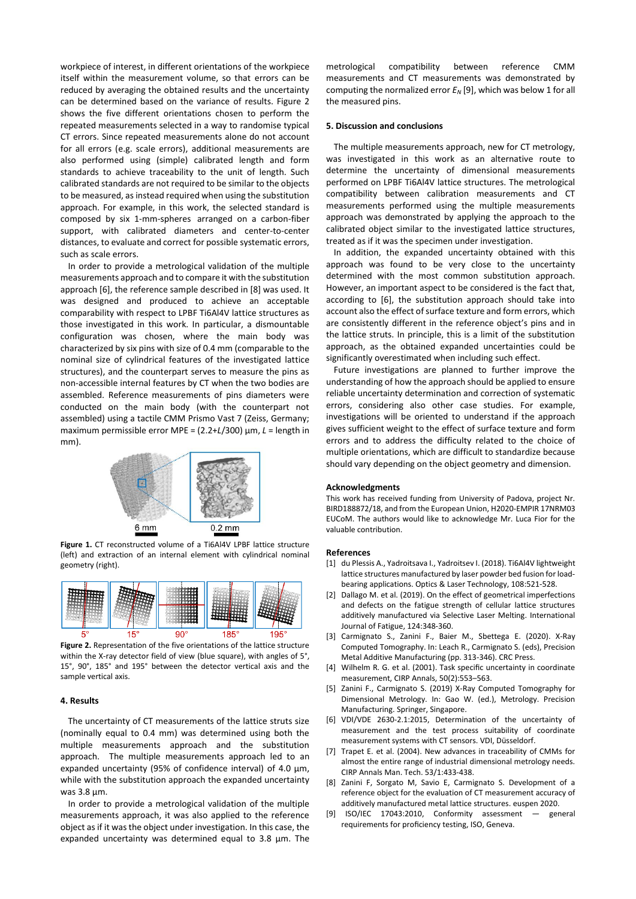workpiece of interest, in different orientations of the workpiece itself within the measurement volume, so that errors can be reduced by averaging the obtained results and the uncertainty can be determined based on the variance of results. Figure 2 shows the five different orientations chosen to perform the repeated measurements selected in a way to randomise typical CT errors. Since repeated measurements alone do not account for all errors (e.g. scale errors), additional measurements are also performed using (simple) calibrated length and form standards to achieve traceability to the unit of length. Such calibrated standards are not required to be similar to the objects to be measured, as instead required when using the substitution approach. For example, in this work, the selected standard is composed by six 1-mm-spheres arranged on a carbon-fiber support, with calibrated diameters and center-to-center distances, to evaluate and correct for possible systematic errors, such as scale errors.

In order to provide a metrological validation of the multiple measurements approach and to compare it with the substitution approach [6], the reference sample described in [8] was used. It was designed and produced to achieve an acceptable comparability with respect to LPBF Ti6Al4V lattice structures as those investigated in this work. In particular, a dismountable configuration was chosen, where the main body was characterized by six pins with size of 0.4 mm (comparable to the nominal size of cylindrical features of the investigated lattice structures), and the counterpart serves to measure the pins as non-accessible internal features by CT when the two bodies are assembled. Reference measurements of pins diameters were conducted on the main body (with the counterpart not assembled) using a tactile CMM Prismo Vast 7 (Zeiss, Germany; maximum permissible error MPE = (2.2+$L$/300) µm, $L$ = length in mm).

6 mm

0.2 mm

**Figure 1.** CT reconstructed volume of a Ti6Al4V LPBF lattice structure (left) and extraction of an internal element with cylindrical nominal geometry (right).

5°

15°

90°

185°

195°

**Figure 2.** Representation of the five orientations of the lattice structure within the X-ray detector field of view (blue square), with angles of 5°, 15°, 90°, 185° and 195° between the detector vertical axis and the sample vertical axis.

## 4. Results

The uncertainty of CT measurements of the lattice struts size (nominally equal to 0.4 mm) was determined using both the multiple measurements approach and the substitution approach. The multiple measurements approach led to an expanded uncertainty (95% of confidence interval) of 4.0 µm, while with the substitution approach the expanded uncertainty was 3.8 µm.

In order to provide a metrological validation of the multiple measurements approach, it was also applied to the reference object as if it was the object under investigation. In this case, the expanded uncertainty was determined equal to 3.8 µm. The metrological compatibility between reference CMM measurements and CT measurements was demonstrated by computing the normalized error $E_N$ [9], which was below 1 for all the measured pins.

## 5. Discussion and conclusions

The multiple measurements approach, new for CT metrology, was investigated in this work as an alternative route to determine the uncertainty of dimensional measurements performed on LPBF Ti6Al4V lattice structures. The metrological compatibility between calibration measurements and CT measurements performed using the multiple measurements approach was demonstrated by applying the approach to the calibrated object similar to the investigated lattice structures, treated as if it was the specimen under investigation.

In addition, the expanded uncertainty obtained with this approach was found to be very close to the uncertainty determined with the most common substitution approach. However, an important aspect to be considered is the fact that, according to [6], the substitution approach should take into account also the effect of surface texture and form errors, which are consistently different in the reference object's pins and in the lattice struts. In principle, this is a limit of the substitution approach, as the obtained expanded uncertainties could be significantly overestimated when including such effect.

Future investigations are planned to further improve the understanding of how the approach should be applied to ensure reliable uncertainty determination and correction of systematic errors, considering also other case studies. For example, investigations will be oriented to understand if the approach gives sufficient weight to the effect of surface texture and form errors and to address the difficulty related to the choice of multiple orientations, which are difficult to standardize because should vary depending on the object geometry and dimension.

### Acknowledgments

This work has received funding from University of Padova, project Nr. BIRD188872/18, and from the European Union, H2020-EMPIR 17NRM03 EUCoM. The authors would like to acknowledge Mr. Luca Fior for the valuable contribution.

### References

[1] du Plessis A., Yadroitsava I., Yadroitsev I. (2018). Ti6Al4V lightweight lattice structures manufactured by laser powder bed fusion for load-bearing applications. Optics & Laser Technology, 108:521-528.

[2] Dallago M. et al. (2019). On the effect of geometrical imperfections and defects on the fatigue strength of cellular lattice structures additively manufactured via Selective Laser Melting. International Journal of Fatigue, 124:348-360.

[3] Carmignato S., Zanini F., Baier M., Sbettega E. (2020). X-Ray Computed Tomography. In: Leach R., Carmignato S. (eds), Precision Metal Additive Manufacturing (pp. 313-346). CRC Press.

[4] Wilhelm R. G. et al. (2001). Task specific uncertainty in coordinate measurement, CIRP Annals, 50(2):553–563.

[5] Zanini F., Carmignato S. (2019) X-Ray Computed Tomography for Dimensional Metrology. In: Gao W. (ed.), Metrology. Precision Manufacturing. Springer, Singapore.

[6] VDI/VDE 2630-2.1:2015, Determination of the uncertainty of measurement and the test process suitability of coordinate measurement systems with CT sensors. VDI, Düsseldorf.

[7] Trapet E. et al. (2004). New advances in traceability of CMMs for almost the entire range of industrial dimensional metrology needs. CIRP Annals Man. Tech. 53/1:433-438.

[8] Zanini F, Sorgato M, Savio E, Carmignato S. Development of a reference object for the evaluation of CT measurement accuracy of additively manufactured metal lattice structures. euspen 2020.

[9] ISO/IEC 17043:2010, Conformity assessment — general requirements for proficiency testing, ISO, Geneva.